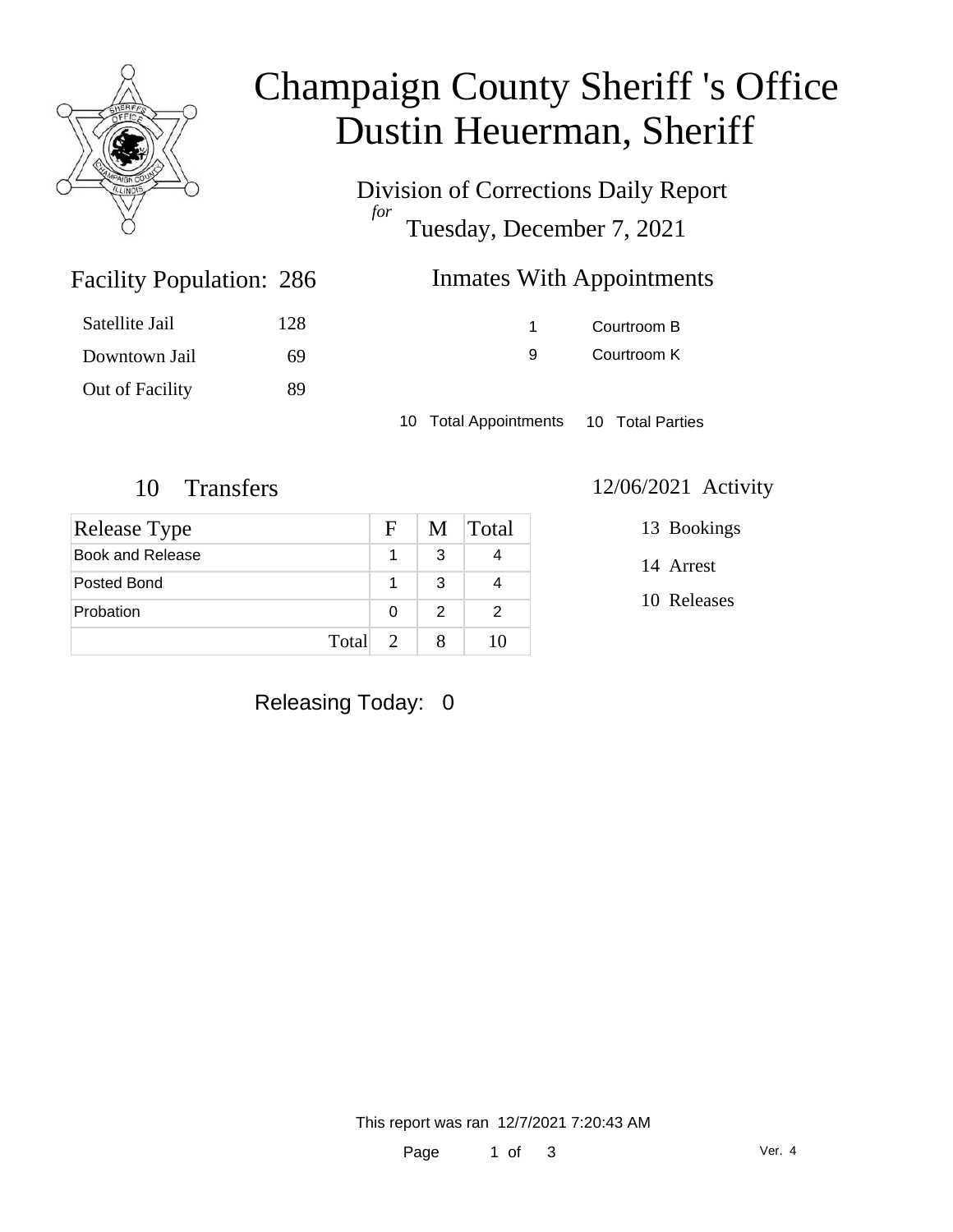# Champaign County Sheriff 's Office
# Dustin Heuerman, Sheriff

Division of Corrections Daily Report
*for*
Tuesday, December 7, 2021

## Facility Population: 286

| | |
|---|---|
| Satellite Jail | 128 |
| Downtown Jail | 69 |
| Out of Facility | 89 |

## Inmates With Appointments

| | |
|---|---|
| 1 | Courtroom B |
| 9 | Courtroom K |

10 Total Appointments 10 Total Parties

## 10 Transfers

| Release Type | F | M | Total |
|---|---|---|---|
| Book and Release | 1 | 3 | 4 |
| Posted Bond | 1 | 3 | 4 |
| Probation | 0 | 2 | 2 |
| Total | 2 | 8 | 10 |

## 12/06/2021 Activity

13 Bookings

14 Arrest

10 Releases

Releasing Today: 0

This report was ran 12/7/2021 7:20:43 AM

Ver. 4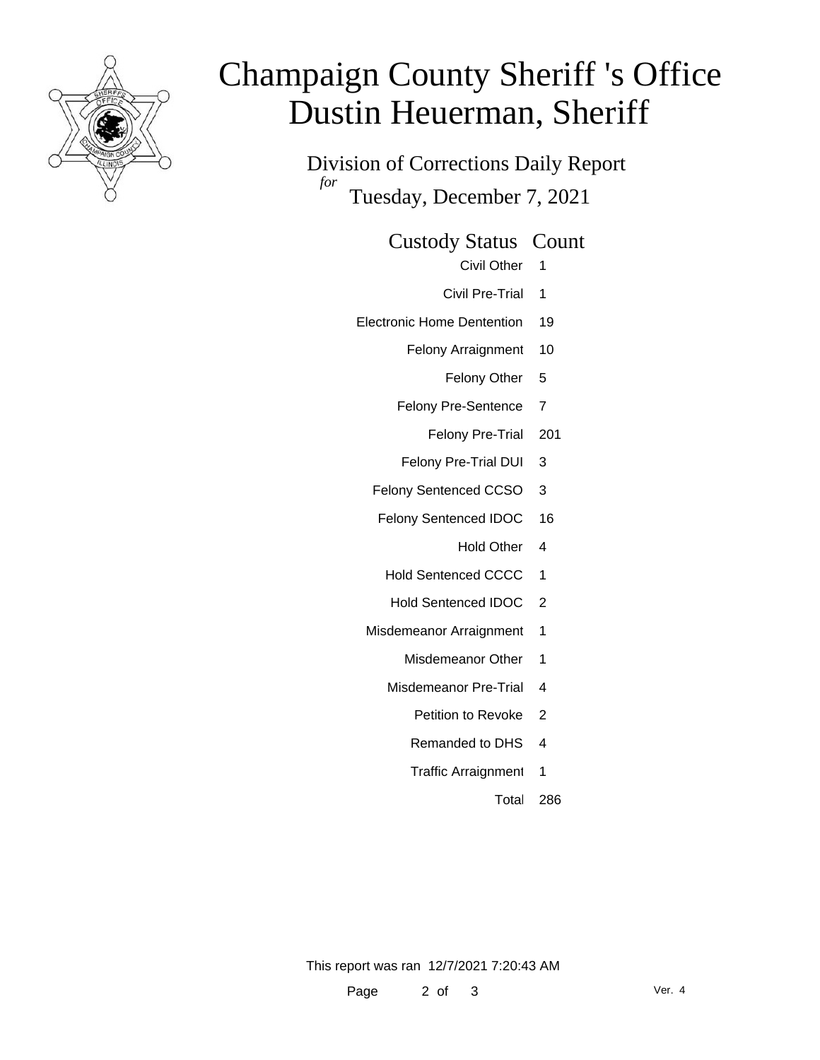# Champaign County Sheriff 's Office
# Dustin Heuerman, Sheriff

Division of Corrections Daily Report

*for*

Tuesday, December 7, 2021

| Custody Status | Count |
|---|---|
| Civil Other | 1 |
| Civil Pre-Trial | 1 |
| Electronic Home Dentention | 19 |
| Felony Arraignment | 10 |
| Felony Other | 5 |
| Felony Pre-Sentence | 7 |
| Felony Pre-Trial | 201 |
| Felony Pre-Trial DUI | 3 |
| Felony Sentenced CCSO | 3 |
| Felony Sentenced IDOC | 16 |
| Hold Other | 4 |
| Hold Sentenced CCCC | 1 |
| Hold Sentenced IDOC | 2 |
| Misdemeanor Arraignment | 1 |
| Misdemeanor Other | 1 |
| Misdemeanor Pre-Trial | 4 |
| Petition to Revoke | 2 |
| Remanded to DHS | 4 |
| Traffic Arraignment | 1 |
| Total | 286 |

This report was ran 12/7/2021 7:20:43 AM

Ver. 4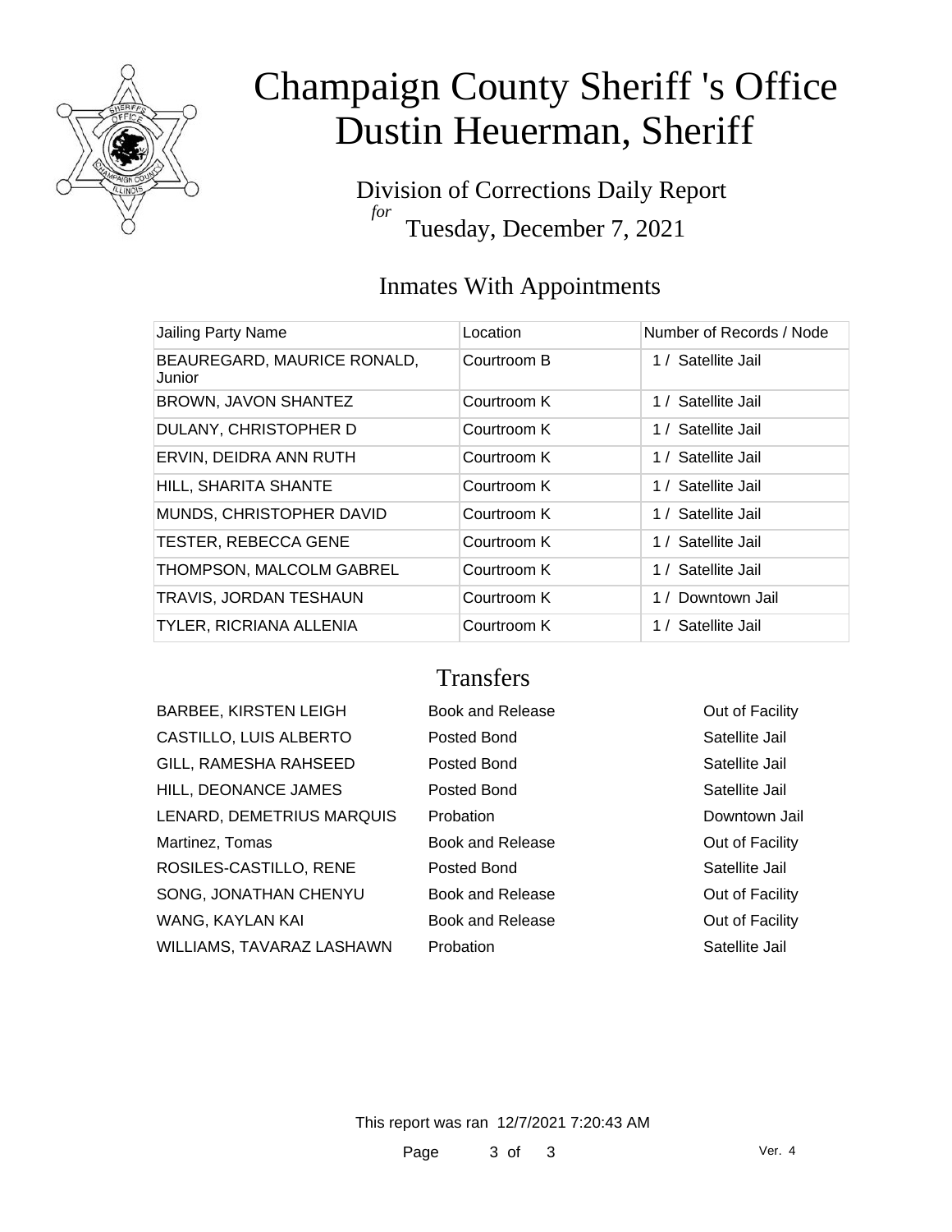# Champaign County Sheriff 's Office
# Dustin Heuerman, Sheriff

Division of Corrections Daily Report
*for*
Tuesday, December 7, 2021

## Inmates With Appointments

| Jailing Party Name | Location | Number of Records / Node |
|---|---|---|
| BEAUREGARD, MAURICE RONALD, Junior | Courtroom B | 1 / Satellite Jail |
| BROWN, JAVON SHANTEZ | Courtroom K | 1 / Satellite Jail |
| DULANY, CHRISTOPHER D | Courtroom K | 1 / Satellite Jail |
| ERVIN, DEIDRA ANN RUTH | Courtroom K | 1 / Satellite Jail |
| HILL, SHARITA SHANTE | Courtroom K | 1 / Satellite Jail |
| MUNDS, CHRISTOPHER DAVID | Courtroom K | 1 / Satellite Jail |
| TESTER, REBECCA GENE | Courtroom K | 1 / Satellite Jail |
| THOMPSON, MALCOLM GABREL | Courtroom K | 1 / Satellite Jail |
| TRAVIS, JORDAN TESHAUN | Courtroom K | 1 / Downtown Jail |
| TYLER, RICRIANA ALLENIA | Courtroom K | 1 / Satellite Jail |

## Transfers

| | | |
|---|---|---|
| BARBEE, KIRSTEN LEIGH | Book and Release | Out of Facility |
| CASTILLO, LUIS ALBERTO | Posted Bond | Satellite Jail |
| GILL, RAMESHA RAHSEED | Posted Bond | Satellite Jail |
| HILL, DEONANCE JAMES | Posted Bond | Satellite Jail |
| LENARD, DEMETRIUS MARQUIS | Probation | Downtown Jail |
| Martinez, Tomas | Book and Release | Out of Facility |
| ROSILES-CASTILLO, RENE | Posted Bond | Satellite Jail |
| SONG, JONATHAN CHENYU | Book and Release | Out of Facility |
| WANG, KAYLAN KAI | Book and Release | Out of Facility |
| WILLIAMS, TAVARAZ LASHAWN | Probation | Satellite Jail |

This report was ran 12/7/2021 7:20:43 AM

Ver. 4